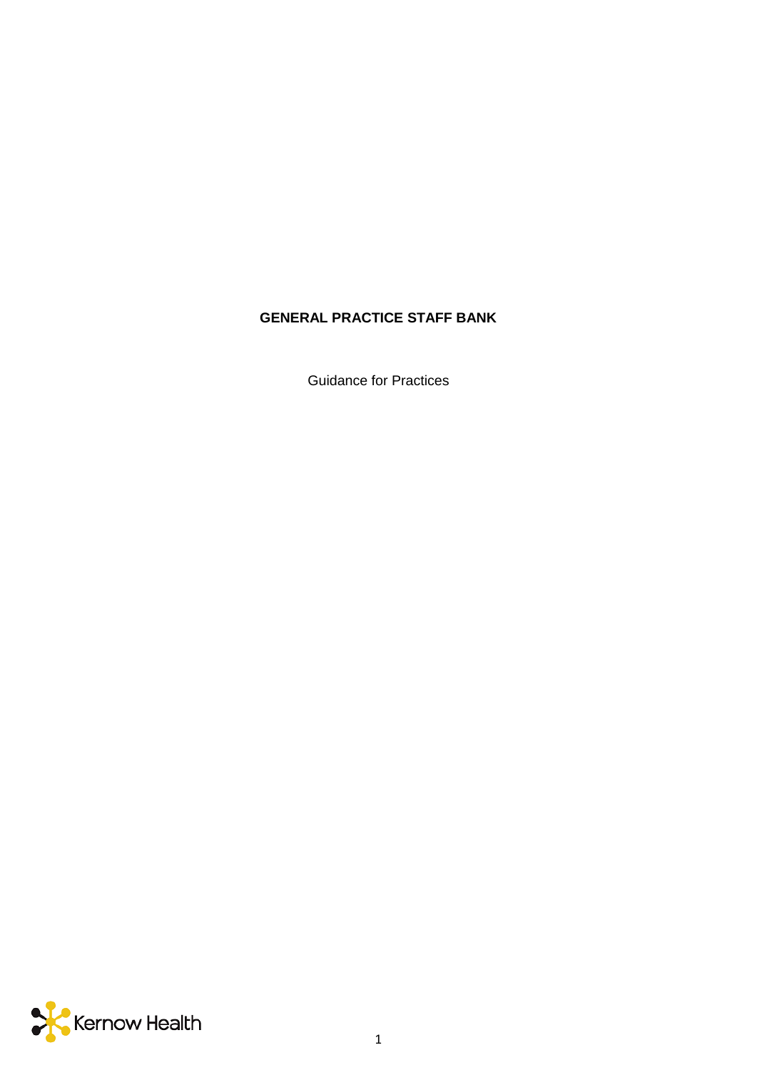# GENERAL PRACTICE STAFF BANK

Guidance for Practices

Kernow Health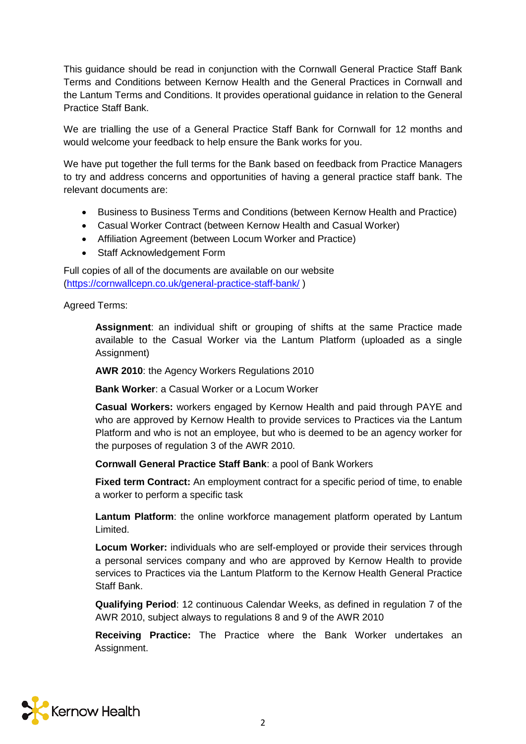This guidance should be read in conjunction with the Cornwall General Practice Staff Bank Terms and Conditions between Kernow Health and the General Practices in Cornwall and the Lantum Terms and Conditions. It provides operational guidance in relation to the General Practice Staff Bank.

We are trialling the use of a General Practice Staff Bank for Cornwall for 12 months and would welcome your feedback to help ensure the Bank works for you.

We have put together the full terms for the Bank based on feedback from Practice Managers to try and address concerns and opportunities of having a general practice staff bank. The relevant documents are:

- Business to Business Terms and Conditions (between Kernow Health and Practice)
- Casual Worker Contract (between Kernow Health and Casual Worker)
- Affiliation Agreement (between Locum Worker and Practice)
- Staff Acknowledgement Form

Full copies of all of the documents are available on our website ([https://cornwallcepn.co.uk/general-practice-staff-bank/](https://cornwallcepn.co.uk/general-practice-staff-bank/) )

Agreed Terms:

> **Assignment**: an individual shift or grouping of shifts at the same Practice made available to the Casual Worker via the Lantum Platform (uploaded as a single Assignment)
>
> **AWR 2010**: the Agency Workers Regulations 2010
>
> **Bank Worker**: a Casual Worker or a Locum Worker
>
> **Casual Workers:** workers engaged by Kernow Health and paid through PAYE and who are approved by Kernow Health to provide services to Practices via the Lantum Platform and who is not an employee, but who is deemed to be an agency worker for the purposes of regulation 3 of the AWR 2010.
>
> **Cornwall General Practice Staff Bank**: a pool of Bank Workers
>
> **Fixed term Contract:** An employment contract for a specific period of time, to enable a worker to perform a specific task
>
> **Lantum Platform**: the online workforce management platform operated by Lantum Limited.
>
> **Locum Worker:** individuals who are self-employed or provide their services through a personal services company and who are approved by Kernow Health to provide services to Practices via the Lantum Platform to the Kernow Health General Practice Staff Bank.
>
> **Qualifying Period**: 12 continuous Calendar Weeks, as defined in regulation 7 of the AWR 2010, subject always to regulations 8 and 9 of the AWR 2010
>
> **Receiving Practice:** The Practice where the Bank Worker undertakes an Assignment.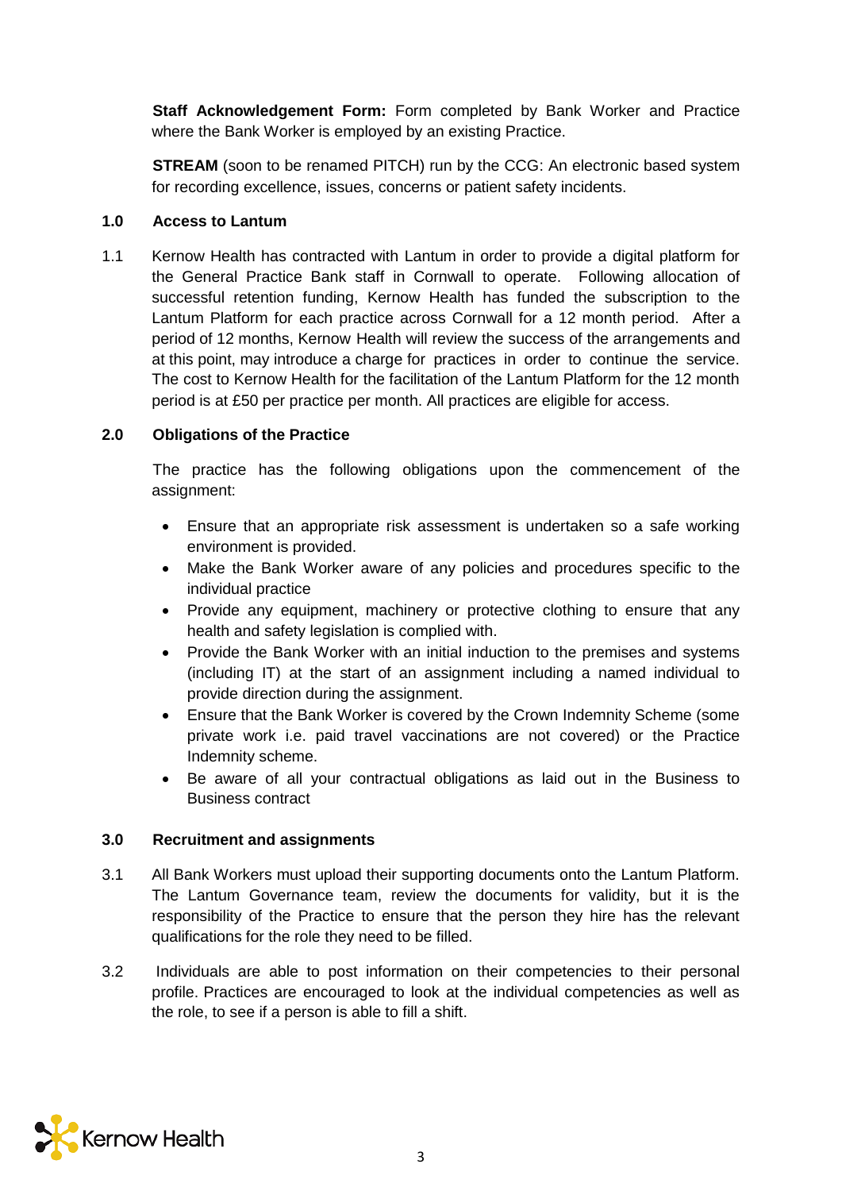**Staff Acknowledgement Form:** Form completed by Bank Worker and Practice where the Bank Worker is employed by an existing Practice.

**STREAM** (soon to be renamed PITCH) run by the CCG: An electronic based system for recording excellence, issues, concerns or patient safety incidents.

## 1.0 Access to Lantum

1.1 Kernow Health has contracted with Lantum in order to provide a digital platform for the General Practice Bank staff in Cornwall to operate. Following allocation of successful retention funding, Kernow Health has funded the subscription to the Lantum Platform for each practice across Cornwall for a 12 month period. After a period of 12 months, Kernow Health will review the success of the arrangements and at this point, may introduce a charge for practices in order to continue the service. The cost to Kernow Health for the facilitation of the Lantum Platform for the 12 month period is at £50 per practice per month. All practices are eligible for access.

## 2.0 Obligations of the Practice

The practice has the following obligations upon the commencement of the assignment:

- Ensure that an appropriate risk assessment is undertaken so a safe working environment is provided.
- Make the Bank Worker aware of any policies and procedures specific to the individual practice
- Provide any equipment, machinery or protective clothing to ensure that any health and safety legislation is complied with.
- Provide the Bank Worker with an initial induction to the premises and systems (including IT) at the start of an assignment including a named individual to provide direction during the assignment.
- Ensure that the Bank Worker is covered by the Crown Indemnity Scheme (some private work i.e. paid travel vaccinations are not covered) or the Practice Indemnity scheme.
- Be aware of all your contractual obligations as laid out in the Business to Business contract

## 3.0 Recruitment and assignments

3.1 All Bank Workers must upload their supporting documents onto the Lantum Platform. The Lantum Governance team, review the documents for validity, but it is the responsibility of the Practice to ensure that the person they hire has the relevant qualifications for the role they need to be filled.

3.2 Individuals are able to post information on their competencies to their personal profile. Practices are encouraged to look at the individual competencies as well as the role, to see if a person is able to fill a shift.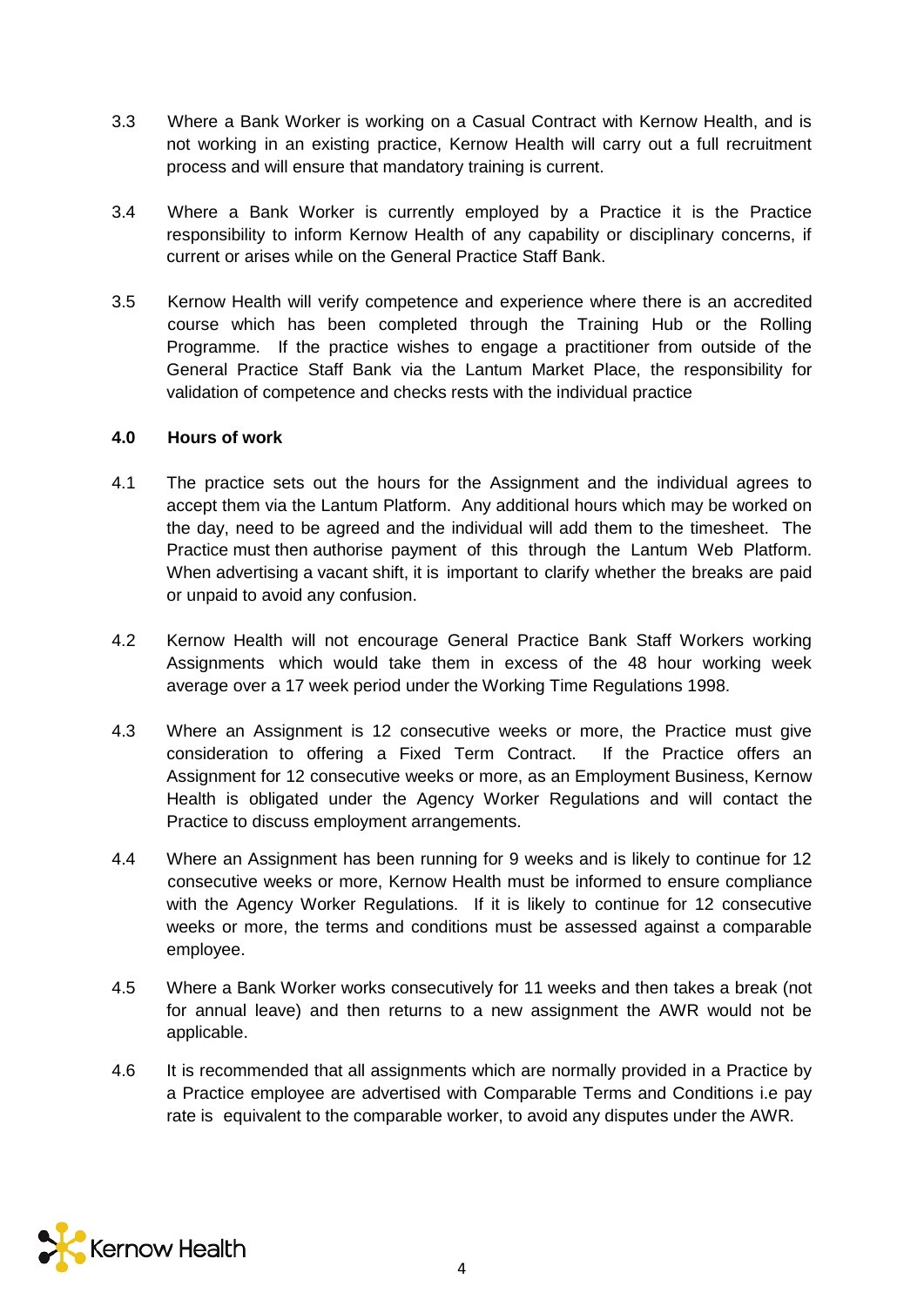3.3 Where a Bank Worker is working on a Casual Contract with Kernow Health, and is not working in an existing practice, Kernow Health will carry out a full recruitment process and will ensure that mandatory training is current.

3.4 Where a Bank Worker is currently employed by a Practice it is the Practice responsibility to inform Kernow Health of any capability or disciplinary concerns, if current or arises while on the General Practice Staff Bank.

3.5 Kernow Health will verify competence and experience where there is an accredited course which has been completed through the Training Hub or the Rolling Programme. If the practice wishes to engage a practitioner from outside of the General Practice Staff Bank via the Lantum Market Place, the responsibility for validation of competence and checks rests with the individual practice

## 4.0 Hours of work

4.1 The practice sets out the hours for the Assignment and the individual agrees to accept them via the Lantum Platform. Any additional hours which may be worked on the day, need to be agreed and the individual will add them to the timesheet. The Practice must then authorise payment of this through the Lantum Web Platform. When advertising a vacant shift, it is important to clarify whether the breaks are paid or unpaid to avoid any confusion.

4.2 Kernow Health will not encourage General Practice Bank Staff Workers working Assignments which would take them in excess of the 48 hour working week average over a 17 week period under the Working Time Regulations 1998.

4.3 Where an Assignment is 12 consecutive weeks or more, the Practice must give consideration to offering a Fixed Term Contract. If the Practice offers an Assignment for 12 consecutive weeks or more, as an Employment Business, Kernow Health is obligated under the Agency Worker Regulations and will contact the Practice to discuss employment arrangements.

4.4 Where an Assignment has been running for 9 weeks and is likely to continue for 12 consecutive weeks or more, Kernow Health must be informed to ensure compliance with the Agency Worker Regulations. If it is likely to continue for 12 consecutive weeks or more, the terms and conditions must be assessed against a comparable employee.

4.5 Where a Bank Worker works consecutively for 11 weeks and then takes a break (not for annual leave) and then returns to a new assignment the AWR would not be applicable.

4.6 It is recommended that all assignments which are normally provided in a Practice by a Practice employee are advertised with Comparable Terms and Conditions i.e pay rate is equivalent to the comparable worker, to avoid any disputes under the AWR.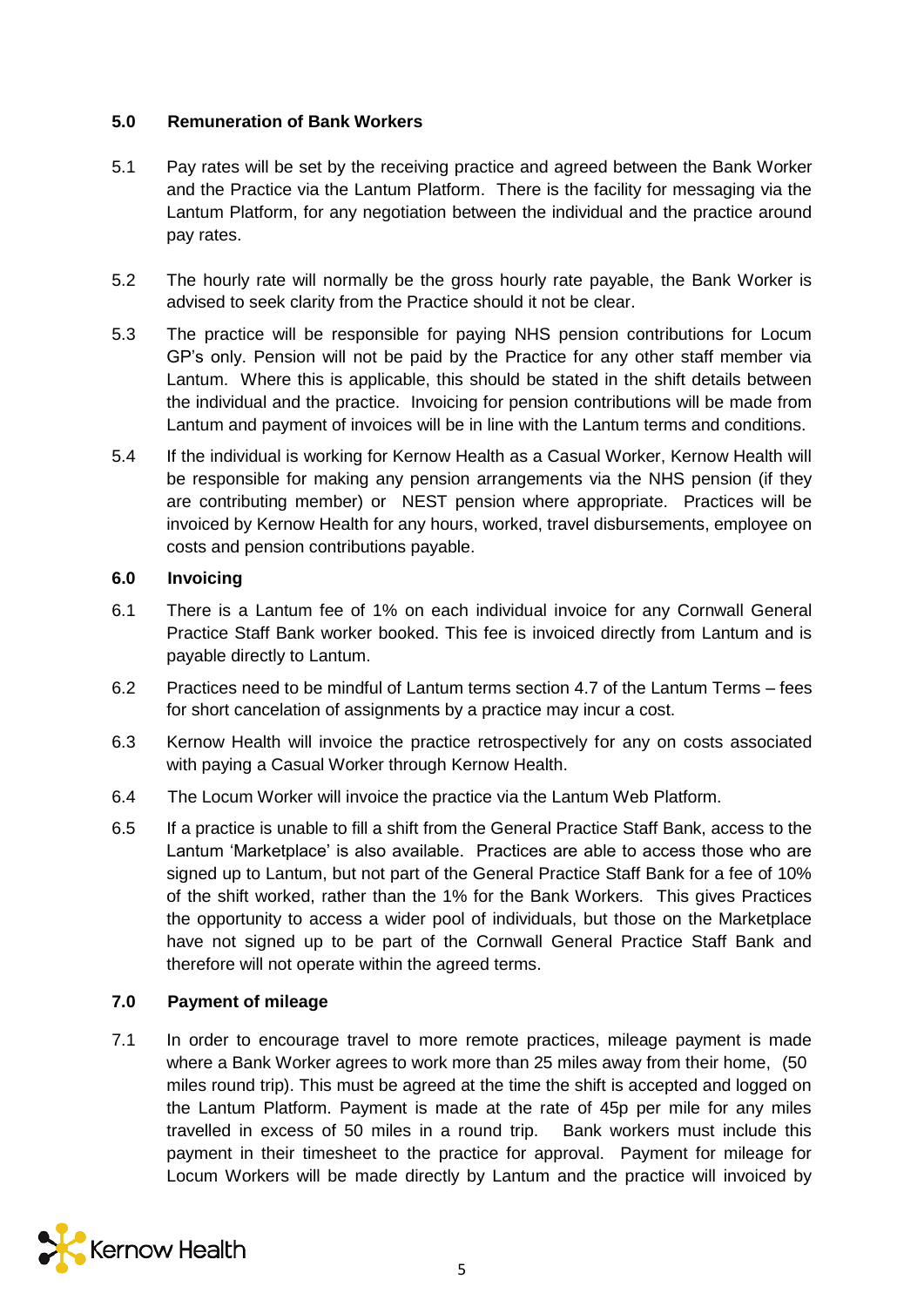## 5.0 Remuneration of Bank Workers

5.1 Pay rates will be set by the receiving practice and agreed between the Bank Worker and the Practice via the Lantum Platform. There is the facility for messaging via the Lantum Platform, for any negotiation between the individual and the practice around pay rates.

5.2 The hourly rate will normally be the gross hourly rate payable, the Bank Worker is advised to seek clarity from the Practice should it not be clear.

5.3 The practice will be responsible for paying NHS pension contributions for Locum GP's only. Pension will not be paid by the Practice for any other staff member via Lantum. Where this is applicable, this should be stated in the shift details between the individual and the practice. Invoicing for pension contributions will be made from Lantum and payment of invoices will be in line with the Lantum terms and conditions.

5.4 If the individual is working for Kernow Health as a Casual Worker, Kernow Health will be responsible for making any pension arrangements via the NHS pension (if they are contributing member) or NEST pension where appropriate. Practices will be invoiced by Kernow Health for any hours, worked, travel disbursements, employee on costs and pension contributions payable.

## 6.0 Invoicing

6.1 There is a Lantum fee of 1% on each individual invoice for any Cornwall General Practice Staff Bank worker booked. This fee is invoiced directly from Lantum and is payable directly to Lantum.

6.2 Practices need to be mindful of Lantum terms section 4.7 of the Lantum Terms – fees for short cancelation of assignments by a practice may incur a cost.

6.3 Kernow Health will invoice the practice retrospectively for any on costs associated with paying a Casual Worker through Kernow Health.

6.4 The Locum Worker will invoice the practice via the Lantum Web Platform.

6.5 If a practice is unable to fill a shift from the General Practice Staff Bank, access to the Lantum 'Marketplace' is also available. Practices are able to access those who are signed up to Lantum, but not part of the General Practice Staff Bank for a fee of 10% of the shift worked, rather than the 1% for the Bank Workers. This gives Practices the opportunity to access a wider pool of individuals, but those on the Marketplace have not signed up to be part of the Cornwall General Practice Staff Bank and therefore will not operate within the agreed terms.

## 7.0 Payment of mileage

7.1 In order to encourage travel to more remote practices, mileage payment is made where a Bank Worker agrees to work more than 25 miles away from their home, (50 miles round trip). This must be agreed at the time the shift is accepted and logged on the Lantum Platform. Payment is made at the rate of 45p per mile for any miles travelled in excess of 50 miles in a round trip. Bank workers must include this payment in their timesheet to the practice for approval. Payment for mileage for Locum Workers will be made directly by Lantum and the practice will invoiced by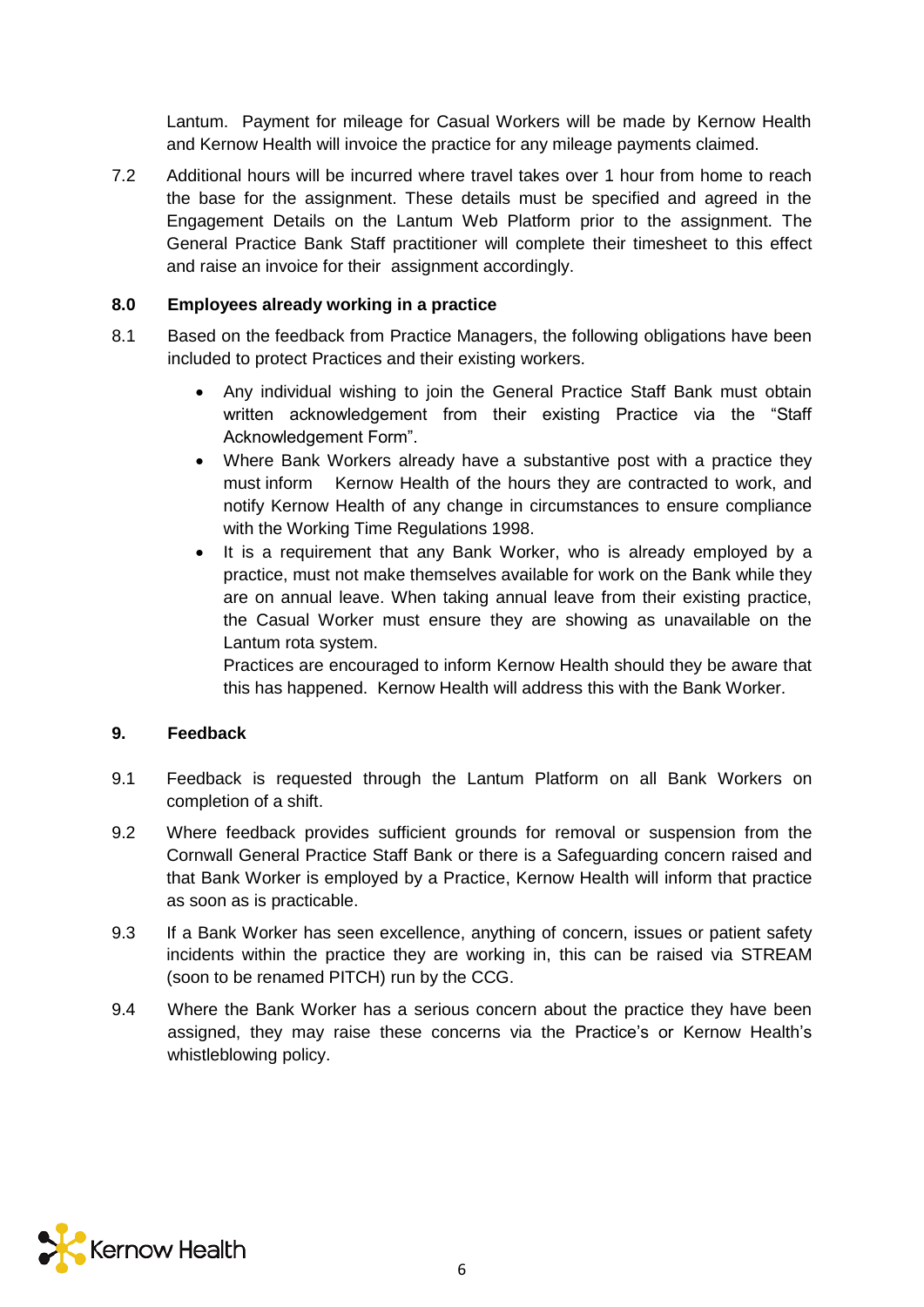Lantum. Payment for mileage for Casual Workers will be made by Kernow Health and Kernow Health will invoice the practice for any mileage payments claimed.

7.2 Additional hours will be incurred where travel takes over 1 hour from home to reach the base for the assignment. These details must be specified and agreed in the Engagement Details on the Lantum Web Platform prior to the assignment. The General Practice Bank Staff practitioner will complete their timesheet to this effect and raise an invoice for their assignment accordingly.

### 8.0 Employees already working in a practice

8.1 Based on the feedback from Practice Managers, the following obligations have been included to protect Practices and their existing workers.

- Any individual wishing to join the General Practice Staff Bank must obtain written acknowledgement from their existing Practice via the "Staff Acknowledgement Form".
- Where Bank Workers already have a substantive post with a practice they must inform Kernow Health of the hours they are contracted to work, and notify Kernow Health of any change in circumstances to ensure compliance with the Working Time Regulations 1998.
- It is a requirement that any Bank Worker, who is already employed by a practice, must not make themselves available for work on the Bank while they are on annual leave. When taking annual leave from their existing practice, the Casual Worker must ensure they are showing as unavailable on the Lantum rota system.

  Practices are encouraged to inform Kernow Health should they be aware that this has happened. Kernow Health will address this with the Bank Worker.

### 9. Feedback

9.1 Feedback is requested through the Lantum Platform on all Bank Workers on completion of a shift.

9.2 Where feedback provides sufficient grounds for removal or suspension from the Cornwall General Practice Staff Bank or there is a Safeguarding concern raised and that Bank Worker is employed by a Practice, Kernow Health will inform that practice as soon as is practicable.

9.3 If a Bank Worker has seen excellence, anything of concern, issues or patient safety incidents within the practice they are working in, this can be raised via STREAM (soon to be renamed PITCH) run by the CCG.

9.4 Where the Bank Worker has a serious concern about the practice they have been assigned, they may raise these concerns via the Practice's or Kernow Health's whistleblowing policy.